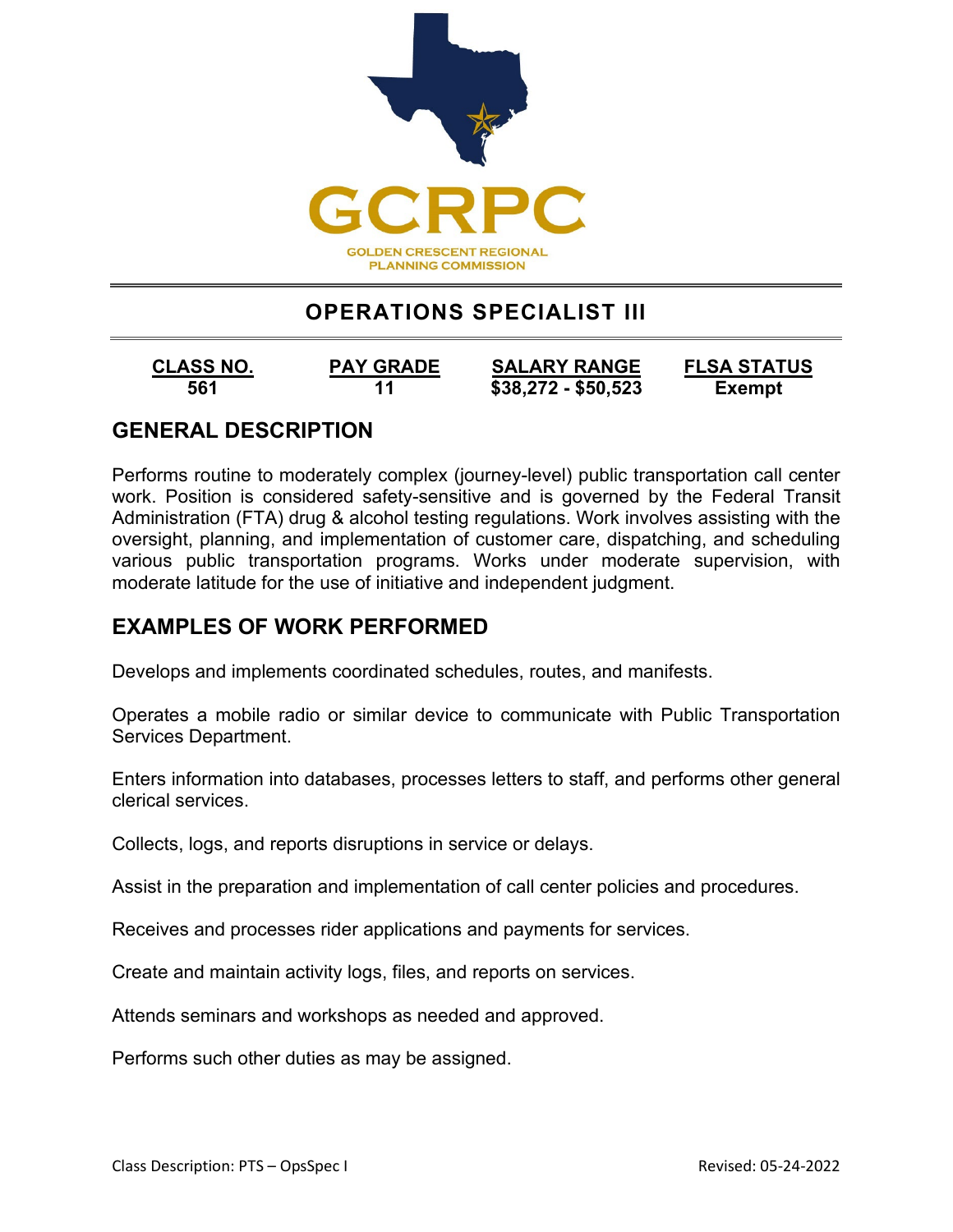GCRPC

GOLDEN CRESCENT REGIONAL PLANNING COMMISSION

# OPERATIONS SPECIALIST III

| CLASS NO. | PAY GRADE | SALARY RANGE | FLSA STATUS |
|---|---|---|---|
| 561 | 11 | $38,272 - $50,523 | Exempt |

## GENERAL DESCRIPTION

Performs routine to moderately complex (journey-level) public transportation call center work. Position is considered safety-sensitive and is governed by the Federal Transit Administration (FTA) drug & alcohol testing regulations. Work involves assisting with the oversight, planning, and implementation of customer care, dispatching, and scheduling various public transportation programs. Works under moderate supervision, with moderate latitude for the use of initiative and independent judgment.

## EXAMPLES OF WORK PERFORMED

Develops and implements coordinated schedules, routes, and manifests.

Operates a mobile radio or similar device to communicate with Public Transportation Services Department.

Enters information into databases, processes letters to staff, and performs other general clerical services.

Collects, logs, and reports disruptions in service or delays.

Assist in the preparation and implementation of call center policies and procedures.

Receives and processes rider applications and payments for services.

Create and maintain activity logs, files, and reports on services.

Attends seminars and workshops as needed and approved.

Performs such other duties as may be assigned.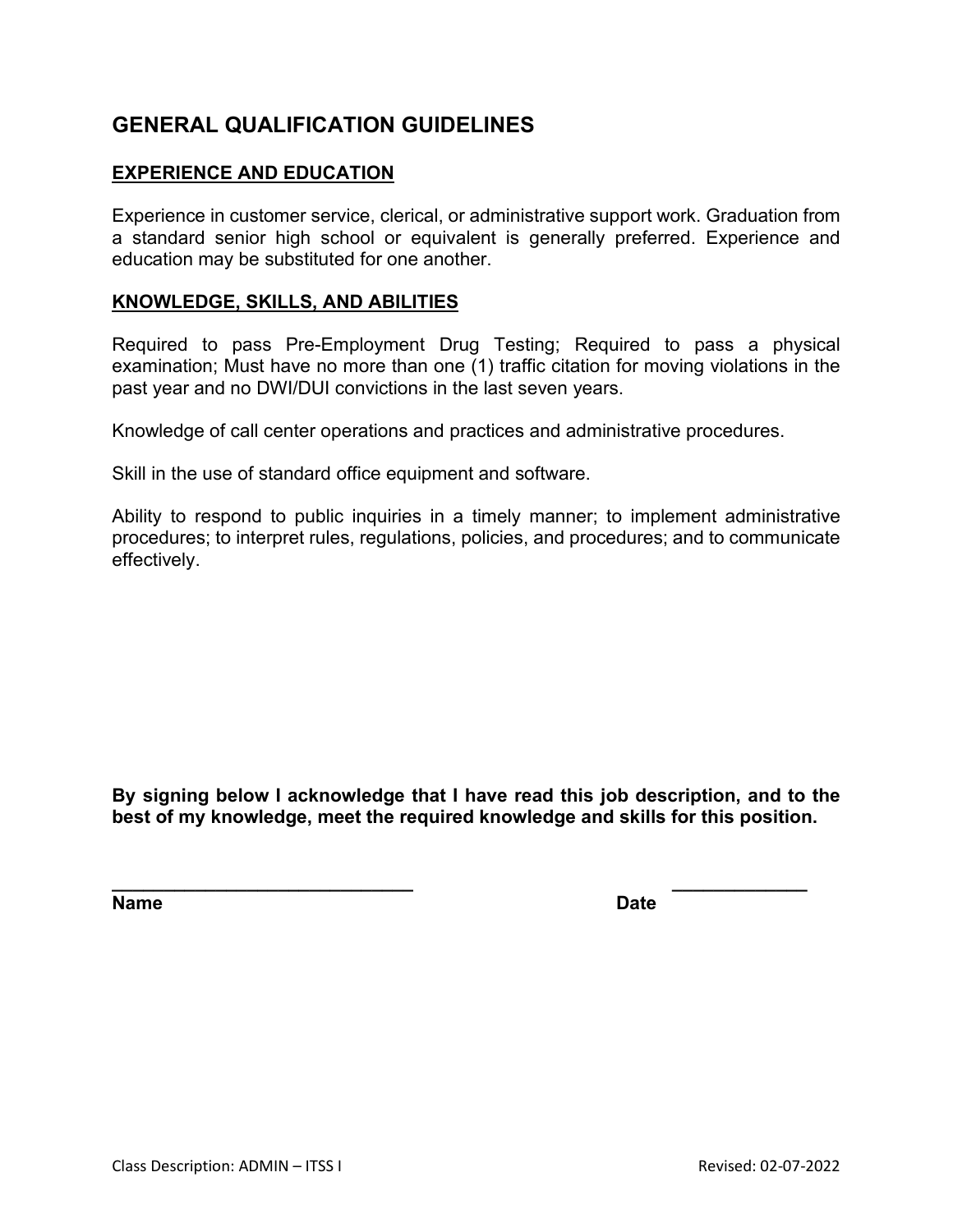## GENERAL QUALIFICATION GUIDELINES

### EXPERIENCE AND EDUCATION

Experience in customer service, clerical, or administrative support work. Graduation from a standard senior high school or equivalent is generally preferred. Experience and education may be substituted for one another.

### KNOWLEDGE, SKILLS, AND ABILITIES

Required to pass Pre-Employment Drug Testing; Required to pass a physical examination; Must have no more than one (1) traffic citation for moving violations in the past year and no DWI/DUI convictions in the last seven years.

Knowledge of call center operations and practices and administrative procedures.

Skill in the use of standard office equipment and software.

Ability to respond to public inquiries in a timely manner; to implement administrative procedures; to interpret rules, regulations, policies, and procedures; and to communicate effectively.

**By signing below I acknowledge that I have read this job description, and to the best of my knowledge, meet the required knowledge and skills for this position.**

______________________________ ______________

**Name** **Date**

Class Description: ADMIN – ITSS I Revised: 02-07-2022